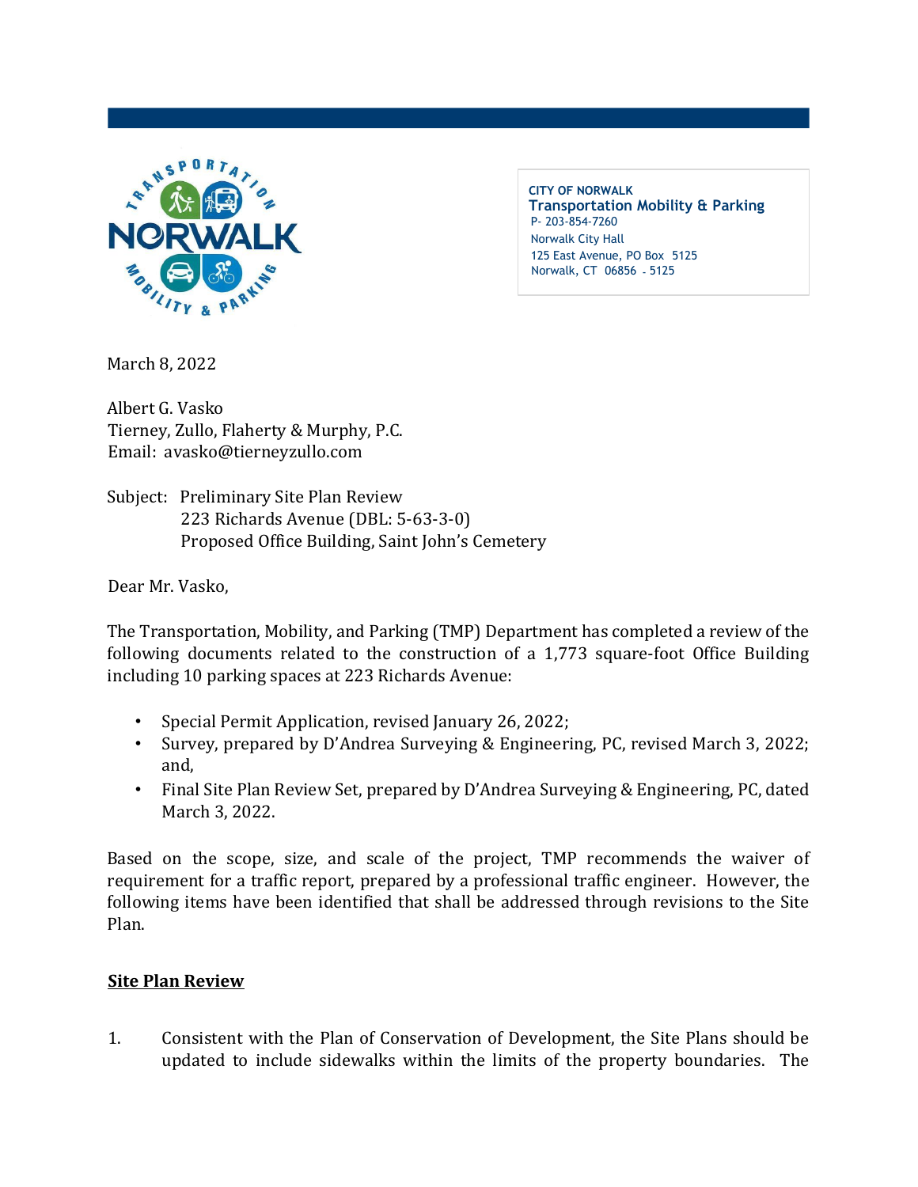CITY OF NORWALK
Transportation Mobility & Parking
P- 203-854-7260
Norwalk City Hall
125 East Avenue, PO Box 5125
Norwalk, CT 06856 - 5125

March 8, 2022

Albert G. Vasko
Tierney, Zullo, Flaherty & Murphy, P.C.
Email: avasko@tierneyzullo.com

Subject: Preliminary Site Plan Review
223 Richards Avenue (DBL: 5-63-3-0)
Proposed Office Building, Saint John's Cemetery

Dear Mr. Vasko,

The Transportation, Mobility, and Parking (TMP) Department has completed a review of the following documents related to the construction of a 1,773 square-foot Office Building including 10 parking spaces at 223 Richards Avenue:

- Special Permit Application, revised January 26, 2022;
- Survey, prepared by D'Andrea Surveying & Engineering, PC, revised March 3, 2022; and,
- Final Site Plan Review Set, prepared by D'Andrea Surveying & Engineering, PC, dated March 3, 2022.

Based on the scope, size, and scale of the project, TMP recommends the waiver of requirement for a traffic report, prepared by a professional traffic engineer. However, the following items have been identified that shall be addressed through revisions to the Site Plan.

**Site Plan Review**

1. Consistent with the Plan of Conservation of Development, the Site Plans should be updated to include sidewalks within the limits of the property boundaries. The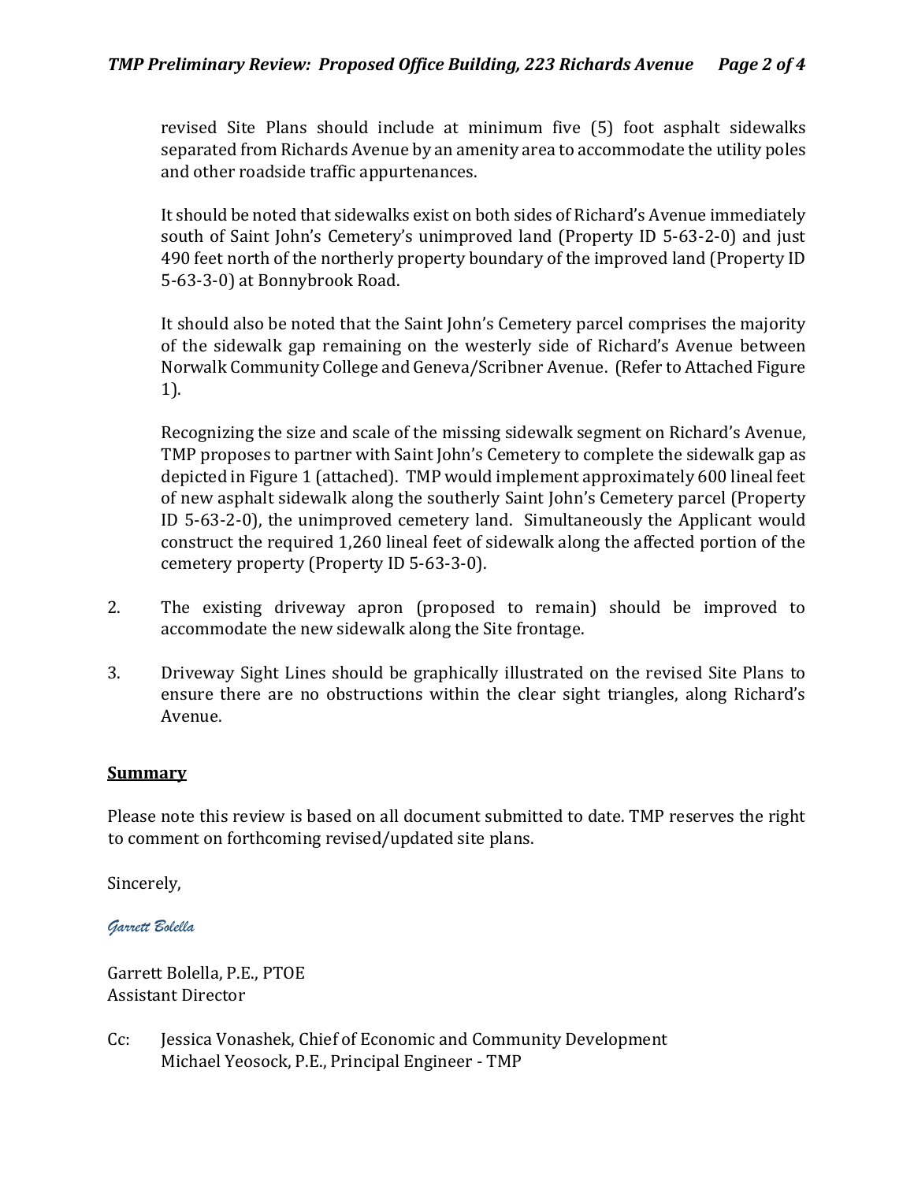revised Site Plans should include at minimum five (5) foot asphalt sidewalks separated from Richards Avenue by an amenity area to accommodate the utility poles and other roadside traffic appurtenances.

It should be noted that sidewalks exist on both sides of Richard's Avenue immediately south of Saint John's Cemetery's unimproved land (Property ID 5-63-2-0) and just 490 feet north of the northerly property boundary of the improved land (Property ID 5-63-3-0) at Bonnybrook Road.

It should also be noted that the Saint John's Cemetery parcel comprises the majority of the sidewalk gap remaining on the westerly side of Richard's Avenue between Norwalk Community College and Geneva/Scribner Avenue. (Refer to Attached Figure 1).

Recognizing the size and scale of the missing sidewalk segment on Richard's Avenue, TMP proposes to partner with Saint John's Cemetery to complete the sidewalk gap as depicted in Figure 1 (attached). TMP would implement approximately 600 lineal feet of new asphalt sidewalk along the southerly Saint John's Cemetery parcel (Property ID 5-63-2-0), the unimproved cemetery land. Simultaneously the Applicant would construct the required 1,260 lineal feet of sidewalk along the affected portion of the cemetery property (Property ID 5-63-3-0).

2. The existing driveway apron (proposed to remain) should be improved to accommodate the new sidewalk along the Site frontage.

3. Driveway Sight Lines should be graphically illustrated on the revised Site Plans to ensure there are no obstructions within the clear sight triangles, along Richard's Avenue.

## Summary

Please note this review is based on all document submitted to date. TMP reserves the right to comment on forthcoming revised/updated site plans.

Sincerely,

*Garrett Bolella*

Garrett Bolella, P.E., PTOE
Assistant Director

Cc: Jessica Vonashek, Chief of Economic and Community Development
Michael Yeosock, P.E., Principal Engineer - TMP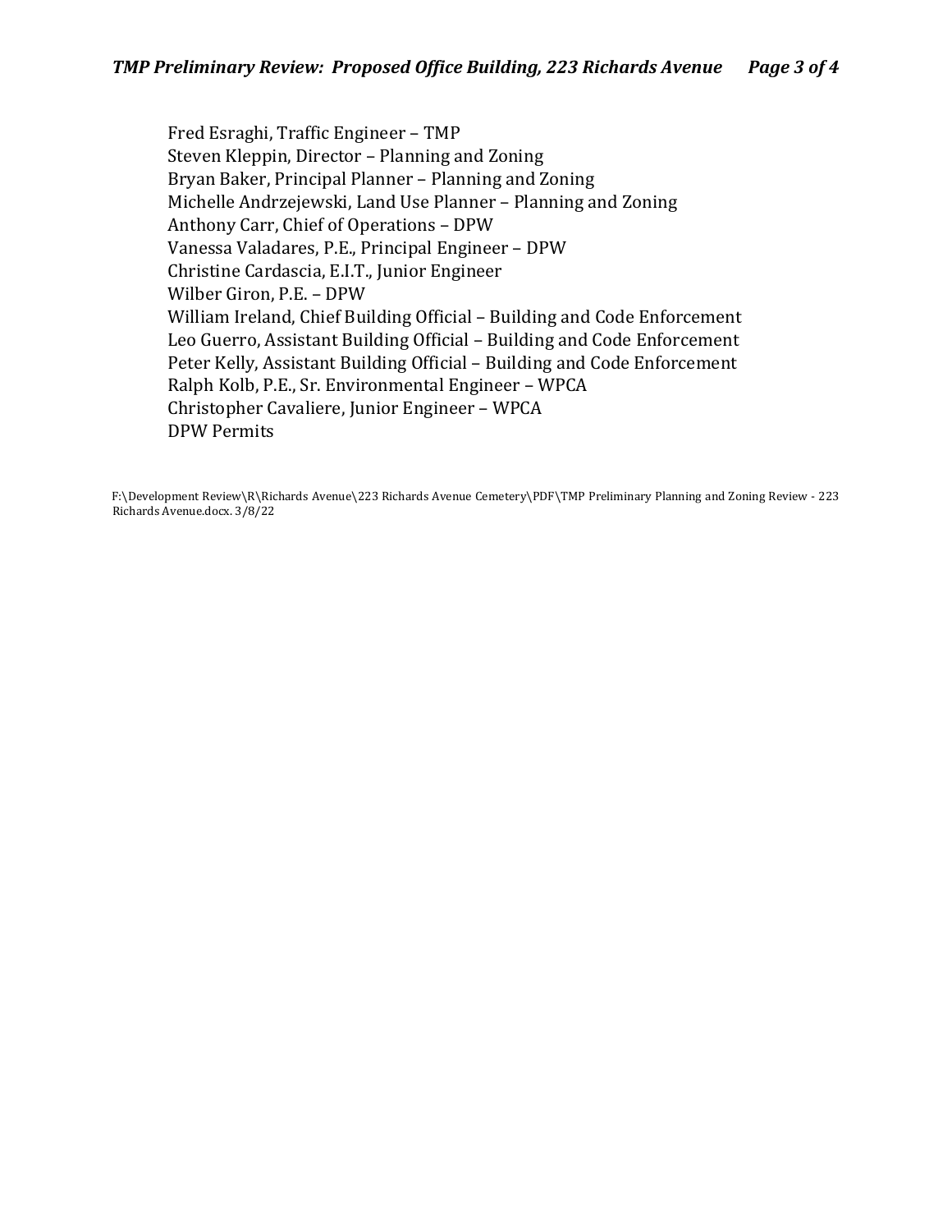Fred Esraghi, Traffic Engineer – TMP
Steven Kleppin, Director – Planning and Zoning
Bryan Baker, Principal Planner – Planning and Zoning
Michelle Andrzejewski, Land Use Planner – Planning and Zoning
Anthony Carr, Chief of Operations – DPW
Vanessa Valadares, P.E., Principal Engineer – DPW
Christine Cardascia, E.I.T., Junior Engineer
Wilber Giron, P.E. – DPW
William Ireland, Chief Building Official – Building and Code Enforcement
Leo Guerro, Assistant Building Official – Building and Code Enforcement
Peter Kelly, Assistant Building Official – Building and Code Enforcement
Ralph Kolb, P.E., Sr. Environmental Engineer – WPCA
Christopher Cavaliere, Junior Engineer – WPCA
DPW Permits

F:\Development Review\R\Richards Avenue\223 Richards Avenue Cemetery\PDF\TMP Preliminary Planning and Zoning Review - 223 Richards Avenue.docx. 3/8/22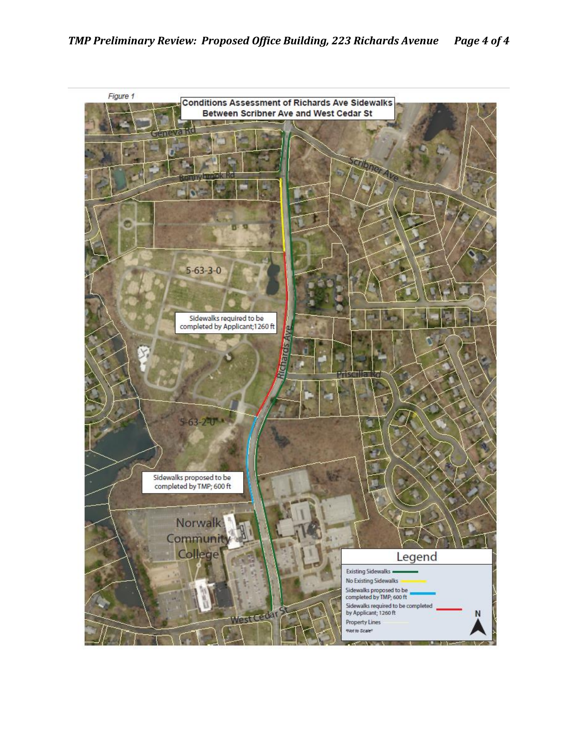Figure 1

Conditions Assessment of Richards Ave Sidewalks
Between Scribner Ave and West Cedar St

Geneva Rd

Bonnybrook Rd

Scribner Ave

5-63-3-0

Sidewalks required to be completed by Applicant; 1260 ft

Richards Ave

Priscilla Rd

5-63-2-0

Sidewalks proposed to be completed by TMP; 600 ft

Norwalk Community College

West Cedar St

Legend

Existing Sidewalks

No Existing Sidewalks

Sidewalks proposed to be completed by TMP; 600 ft

Sidewalks required to be completed by Applicant; 1260 ft

Property Lines

*Not to Scale*

N